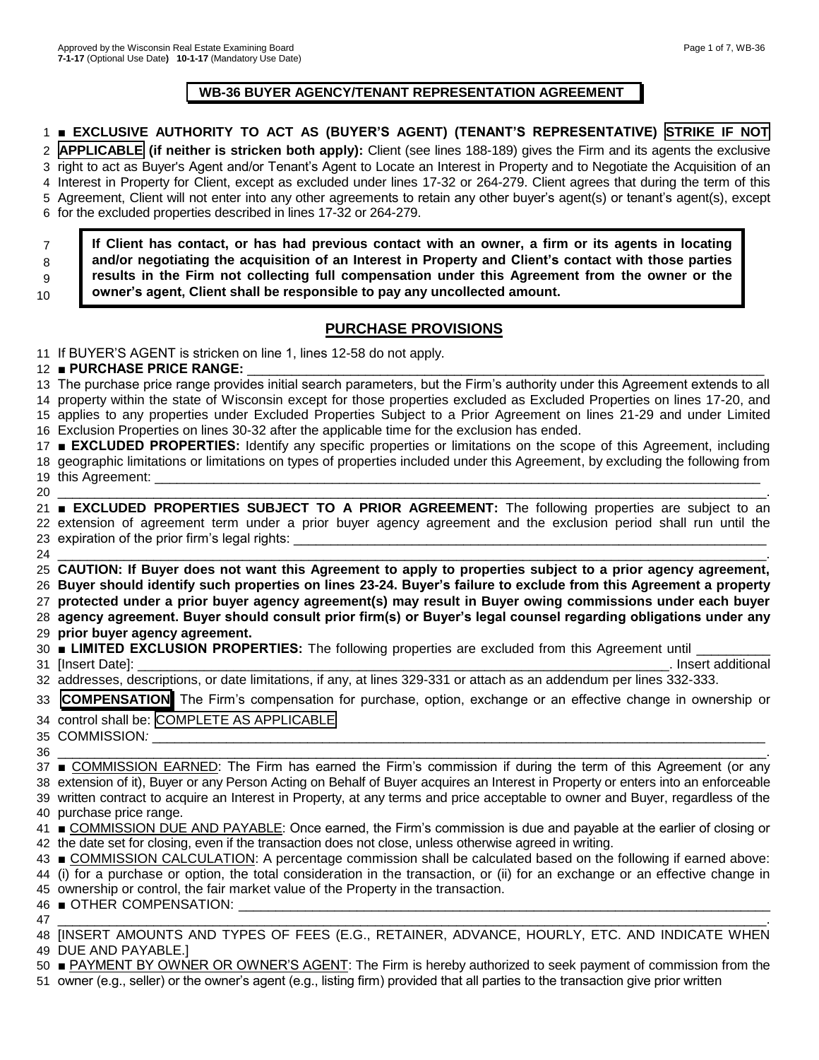Approved by the Wisconsin Real Estate Examining Board
**7-1-17** (Optional Use Date) **10-1-17** (Mandatory Use Date)

# WB-36 BUYER AGENCY/TENANT REPRESENTATION AGREEMENT

1 ■ **EXCLUSIVE AUTHORITY TO ACT AS (BUYER'S AGENT) (TENANT'S REPRESENTATIVE) STRIKE IF NOT**
2 **APPLICABLE (if neither is stricken both apply):** Client (see lines 188-189) gives the Firm and its agents the exclusive
3 right to act as Buyer's Agent and/or Tenant's Agent to Locate an Interest in Property and to Negotiate the Acquisition of an
4 Interest in Property for Client, except as excluded under lines 17-32 or 264-279. Client agrees that during the term of this
5 Agreement, Client will not enter into any other agreements to retain any other buyer's agent(s) or tenant's agent(s), except
6 for the excluded properties described in lines 17-32 or 264-279.

7 **If Client has contact, or has had previous contact with an owner, a firm or its agents in locating**
8 **and/or negotiating the acquisition of an Interest in Property and Client's contact with those parties**
9 **results in the Firm not collecting full compensation under this Agreement from the owner or the**
10 **owner's agent, Client shall be responsible to pay any uncollected amount.**

## PURCHASE PROVISIONS

11 If BUYER'S AGENT is stricken on line 1, lines 12-58 do not apply.
12 ■ **PURCHASE PRICE RANGE:** ___________________________________________________________
13 The purchase price range provides initial search parameters, but the Firm's authority under this Agreement extends to all
14 property within the state of Wisconsin except for those properties excluded as Excluded Properties on lines 17-20, and
15 applies to any properties under Excluded Properties Subject to a Prior Agreement on lines 21-29 and under Limited
16 Exclusion Properties on lines 30-32 after the applicable time for the exclusion has ended.
17 ■ **EXCLUDED PROPERTIES:** Identify any specific properties or limitations on the scope of this Agreement, including
18 geographic limitations or limitations on types of properties included under this Agreement, by excluding the following from
19 this Agreement: ___________________________________________________________
20 ___________________________________________________________________________.
21 ■ **EXCLUDED PROPERTIES SUBJECT TO A PRIOR AGREEMENT:** The following properties are subject to an
22 extension of agreement term under a prior buyer agency agreement and the exclusion period shall run until the
23 expiration of the prior firm's legal rights: ___________________________________________________________
24 ___________________________________________________________________________.
25 **CAUTION: If Buyer does not want this Agreement to apply to properties subject to a prior agency agreement,**
26 **Buyer should identify such properties on lines 23-24. Buyer's failure to exclude from this Agreement a property**
27 **protected under a prior buyer agency agreement(s) may result in Buyer owing commissions under each buyer**
28 **agency agreement. Buyer should consult prior firm(s) or Buyer's legal counsel regarding obligations under any**
29 **prior buyer agency agreement.**
30 ■ **LIMITED EXCLUSION PROPERTIES:** The following properties are excluded from this Agreement until __________
31 [Insert Date]: ___________________________________________________________. Insert additional
32 addresses, descriptions, or date limitations, if any, at lines 329-331 or attach as an addendum per lines 332-333.
33 **COMPENSATION** The Firm's compensation for purchase, option, exchange or an effective change in ownership or
34 control shall be: COMPLETE AS APPLICABLE
35 COMMISSION: ___________________________________________________________
36 ___________________________________________________________________________.
37 ■ COMMISSION EARNED: The Firm has earned the Firm's commission if during the term of this Agreement (or any
38 extension of it), Buyer or any Person Acting on Behalf of Buyer acquires an Interest in Property or enters into an enforceable
39 written contract to acquire an Interest in Property, at any terms and price acceptable to owner and Buyer, regardless of the
40 purchase price range.
41 ■ COMMISSION DUE AND PAYABLE: Once earned, the Firm's commission is due and payable at the earlier of closing or
42 the date set for closing, even if the transaction does not close, unless otherwise agreed in writing.
43 ■ COMMISSION CALCULATION: A percentage commission shall be calculated based on the following if earned above:
44 (i) for a purchase or option, the total consideration in the transaction, or (ii) for an exchange or an effective change in
45 ownership or control, the fair market value of the Property in the transaction.
46 ■ OTHER COMPENSATION: ___________________________________________________________
47 ___________________________________________________________________________.
48 [INSERT AMOUNTS AND TYPES OF FEES (E.G., RETAINER, ADVANCE, HOURLY, ETC. AND INDICATE WHEN
49 DUE AND PAYABLE.]
50 ■ PAYMENT BY OWNER OR OWNER'S AGENT: The Firm is hereby authorized to seek payment of commission from the
51 owner (e.g., seller) or the owner's agent (e.g., listing firm) provided that all parties to the transaction give prior written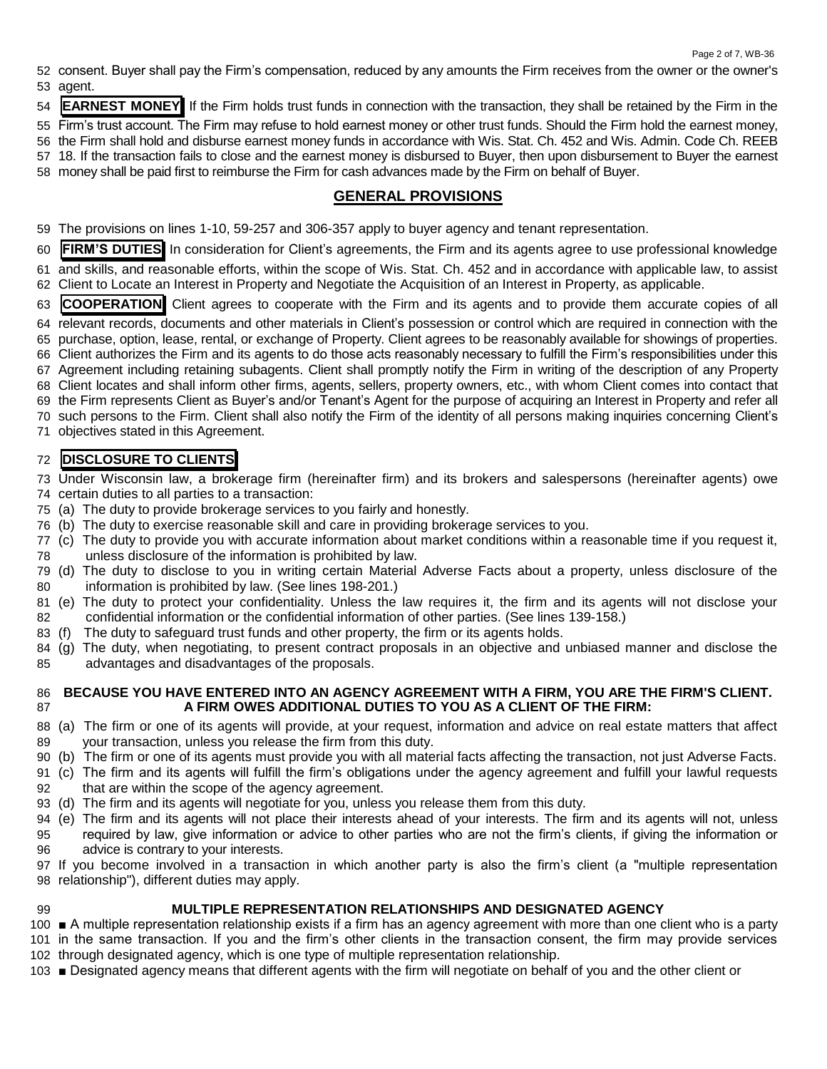consent. Buyer shall pay the Firm's compensation, reduced by any amounts the Firm receives from the owner or the owner's agent.

**EARNEST MONEY** If the Firm holds trust funds in connection with the transaction, they shall be retained by the Firm in the Firm's trust account. The Firm may refuse to hold earnest money or other trust funds. Should the Firm hold the earnest money, the Firm shall hold and disburse earnest money funds in accordance with Wis. Stat. Ch. 452 and Wis. Admin. Code Ch. REEB 18. If the transaction fails to close and the earnest money is disbursed to Buyer, then upon disbursement to Buyer the earnest money shall be paid first to reimburse the Firm for cash advances made by the Firm on behalf of Buyer.

## GENERAL PROVISIONS

The provisions on lines 1-10, 59-257 and 306-357 apply to buyer agency and tenant representation.

**FIRM'S DUTIES** In consideration for Client's agreements, the Firm and its agents agree to use professional knowledge and skills, and reasonable efforts, within the scope of Wis. Stat. Ch. 452 and in accordance with applicable law, to assist Client to Locate an Interest in Property and Negotiate the Acquisition of an Interest in Property, as applicable.

**COOPERATION** Client agrees to cooperate with the Firm and its agents and to provide them accurate copies of all relevant records, documents and other materials in Client's possession or control which are required in connection with the purchase, option, lease, rental, or exchange of Property. Client agrees to be reasonably available for showings of properties. Client authorizes the Firm and its agents to do those acts reasonably necessary to fulfill the Firm's responsibilities under this Agreement including retaining subagents. Client shall promptly notify the Firm in writing of the description of any Property Client locates and shall inform other firms, agents, sellers, property owners, etc., with whom Client comes into contact that the Firm represents Client as Buyer's and/or Tenant's Agent for the purpose of acquiring an Interest in Property and refer all such persons to the Firm. Client shall also notify the Firm of the identity of all persons making inquiries concerning Client's objectives stated in this Agreement.

**DISCLOSURE TO CLIENTS**

Under Wisconsin law, a brokerage firm (hereinafter firm) and its brokers and salespersons (hereinafter agents) owe certain duties to all parties to a transaction:

(a) The duty to provide brokerage services to you fairly and honestly.
(b) The duty to exercise reasonable skill and care in providing brokerage services to you.
(c) The duty to provide you with accurate information about market conditions within a reasonable time if you request it, unless disclosure of the information is prohibited by law.
(d) The duty to disclose to you in writing certain Material Adverse Facts about a property, unless disclosure of the information is prohibited by law. (See lines 198-201.)
(e) The duty to protect your confidentiality. Unless the law requires it, the firm and its agents will not disclose your confidential information or the confidential information of other parties. (See lines 139-158.)
(f) The duty to safeguard trust funds and other property, the firm or its agents holds.
(g) The duty, when negotiating, to present contract proposals in an objective and unbiased manner and disclose the advantages and disadvantages of the proposals.

**BECAUSE YOU HAVE ENTERED INTO AN AGENCY AGREEMENT WITH A FIRM, YOU ARE THE FIRM'S CLIENT. A FIRM OWES ADDITIONAL DUTIES TO YOU AS A CLIENT OF THE FIRM:**

(a) The firm or one of its agents will provide, at your request, information and advice on real estate matters that affect your transaction, unless you release the firm from this duty.
(b) The firm or one of its agents must provide you with all material facts affecting the transaction, not just Adverse Facts.
(c) The firm and its agents will fulfill the firm's obligations under the agency agreement and fulfill your lawful requests that are within the scope of the agency agreement.
(d) The firm and its agents will negotiate for you, unless you release them from this duty.
(e) The firm and its agents will not place their interests ahead of your interests. The firm and its agents will not, unless required by law, give information or advice to other parties who are not the firm's clients, if giving the information or advice is contrary to your interests.

If you become involved in a transaction in which another party is also the firm's client (a "multiple representation relationship"), different duties may apply.

**MULTIPLE REPRESENTATION RELATIONSHIPS AND DESIGNATED AGENCY**

■ A multiple representation relationship exists if a firm has an agency agreement with more than one client who is a party in the same transaction. If you and the firm's other clients in the transaction consent, the firm may provide services through designated agency, which is one type of multiple representation relationship.

■ Designated agency means that different agents with the firm will negotiate on behalf of you and the other client or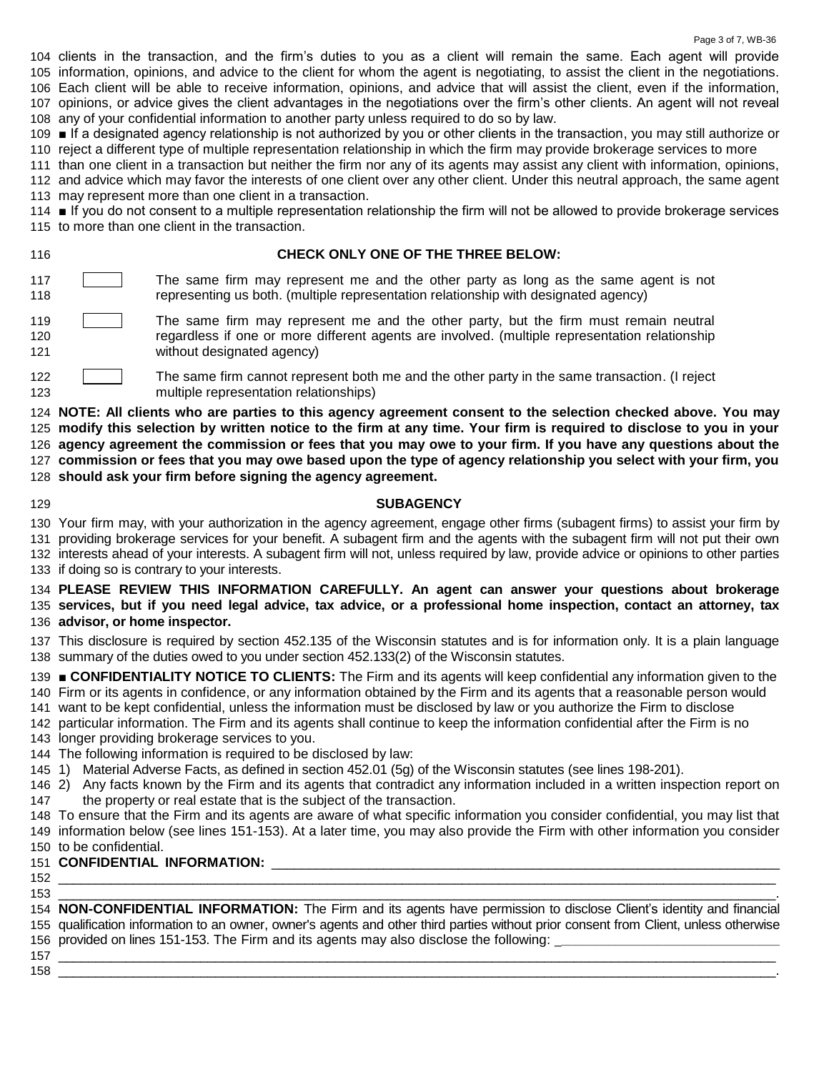clients in the transaction, and the firm's duties to you as a client will remain the same. Each agent will provide information, opinions, and advice to the client for whom the agent is negotiating, to assist the client in the negotiations. Each client will be able to receive information, opinions, and advice that will assist the client, even if the information, opinions, or advice gives the client advantages in the negotiations over the firm's other clients. An agent will not reveal any of your confidential information to another party unless required to do so by law.

■ If a designated agency relationship is not authorized by you or other clients in the transaction, you may still authorize or reject a different type of multiple representation relationship in which the firm may provide brokerage services to more than one client in a transaction but neither the firm nor any of its agents may assist any client with information, opinions, and advice which may favor the interests of one client over any other client. Under this neutral approach, the same agent may represent more than one client in a transaction.

■ If you do not consent to a multiple representation relationship the firm will not be allowed to provide brokerage services to more than one client in the transaction.

**CHECK ONLY ONE OF THE THREE BELOW:**

☐ The same firm may represent me and the other party as long as the same agent is not representing us both. (multiple representation relationship with designated agency)

☐ The same firm may represent me and the other party, but the firm must remain neutral regardless if one or more different agents are involved. (multiple representation relationship without designated agency)

☐ The same firm cannot represent both me and the other party in the same transaction. (I reject multiple representation relationships)

**NOTE: All clients who are parties to this agency agreement consent to the selection checked above. You may modify this selection by written notice to the firm at any time. Your firm is required to disclose to you in your agency agreement the commission or fees that you may owe to your firm. If you have any questions about the commission or fees that you may owe based upon the type of agency relationship you select with your firm, you should ask your firm before signing the agency agreement.**

**SUBAGENCY**

Your firm may, with your authorization in the agency agreement, engage other firms (subagent firms) to assist your firm by providing brokerage services for your benefit. A subagent firm and the agents with the subagent firm will not put their own interests ahead of your interests. A subagent firm will not, unless required by law, provide advice or opinions to other parties if doing so is contrary to your interests.

**PLEASE REVIEW THIS INFORMATION CAREFULLY. An agent can answer your questions about brokerage services, but if you need legal advice, tax advice, or a professional home inspection, contact an attorney, tax advisor, or home inspector.**

This disclosure is required by section 452.135 of the Wisconsin statutes and is for information only. It is a plain language summary of the duties owed to you under section 452.133(2) of the Wisconsin statutes.

■ **CONFIDENTIALITY NOTICE TO CLIENTS:** The Firm and its agents will keep confidential any information given to the Firm or its agents in confidence, or any information obtained by the Firm and its agents that a reasonable person would want to be kept confidential, unless the information must be disclosed by law or you authorize the Firm to disclose particular information. The Firm and its agents shall continue to keep the information confidential after the Firm is no longer providing brokerage services to you.

The following information is required to be disclosed by law:

1) Material Adverse Facts, as defined in section 452.01 (5g) of the Wisconsin statutes (see lines 198-201).
2) Any facts known by the Firm and its agents that contradict any information included in a written inspection report on the property or real estate that is the subject of the transaction.

To ensure that the Firm and its agents are aware of what specific information you consider confidential, you may list that information below (see lines 151-153). At a later time, you may also provide the Firm with other information you consider to be confidential.

**CONFIDENTIAL INFORMATION:** ____________________________________________________________
______________________________________________________________________________
______________________________________________________________________________.

**NON-CONFIDENTIAL INFORMATION:** The Firm and its agents have permission to disclose Client's identity and financial qualification information to an owner, owner's agents and other third parties without prior consent from Client, unless otherwise provided on lines 151-153. The Firm and its agents may also disclose the following: ____________________________
______________________________________________________________________________
______________________________________________________________________________.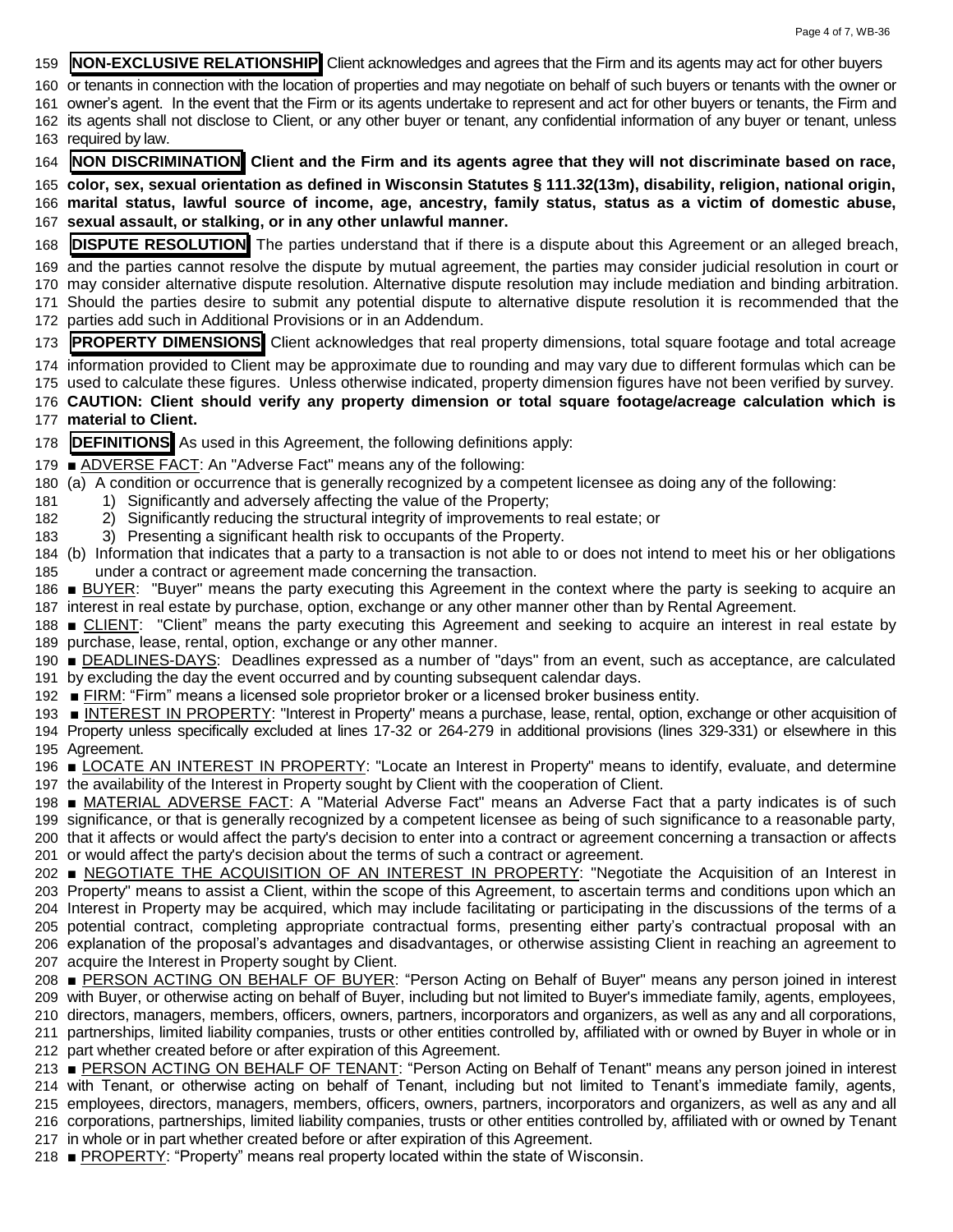**NON-EXCLUSIVE RELATIONSHIP** Client acknowledges and agrees that the Firm and its agents may act for other buyers or tenants in connection with the location of properties and may negotiate on behalf of such buyers or tenants with the owner or owner's agent. In the event that the Firm or its agents undertake to represent and act for other buyers or tenants, the Firm and its agents shall not disclose to Client, or any other buyer or tenant, any confidential information of any buyer or tenant, unless required by law.

**NON DISCRIMINATION** **Client and the Firm and its agents agree that they will not discriminate based on race, color, sex, sexual orientation as defined in Wisconsin Statutes § 111.32(13m), disability, religion, national origin, marital status, lawful source of income, age, ancestry, family status, status as a victim of domestic abuse, sexual assault, or stalking, or in any other unlawful manner.**

**DISPUTE RESOLUTION** The parties understand that if there is a dispute about this Agreement or an alleged breach, and the parties cannot resolve the dispute by mutual agreement, the parties may consider judicial resolution in court or may consider alternative dispute resolution. Alternative dispute resolution may include mediation and binding arbitration. Should the parties desire to submit any potential dispute to alternative dispute resolution it is recommended that the parties add such in Additional Provisions or in an Addendum.

**PROPERTY DIMENSIONS** Client acknowledges that real property dimensions, total square footage and total acreage information provided to Client may be approximate due to rounding and may vary due to different formulas which can be used to calculate these figures. Unless otherwise indicated, property dimension figures have not been verified by survey. **CAUTION: Client should verify any property dimension or total square footage/acreage calculation which is material to Client.**

**DEFINITIONS** As used in this Agreement, the following definitions apply:

■ ADVERSE FACT: An "Adverse Fact" means any of the following:

(a) A condition or occurrence that is generally recognized by a competent licensee as doing any of the following:
   1) Significantly and adversely affecting the value of the Property;
   2) Significantly reducing the structural integrity of improvements to real estate; or
   3) Presenting a significant health risk to occupants of the Property.

(b) Information that indicates that a party to a transaction is not able to or does not intend to meet his or her obligations under a contract or agreement made concerning the transaction.

■ BUYER: "Buyer" means the party executing this Agreement in the context where the party is seeking to acquire an interest in real estate by purchase, option, exchange or any other manner other than by Rental Agreement.

■ CLIENT: "Client" means the party executing this Agreement and seeking to acquire an interest in real estate by purchase, lease, rental, option, exchange or any other manner.

■ DEADLINES-DAYS: Deadlines expressed as a number of "days" from an event, such as acceptance, are calculated by excluding the day the event occurred and by counting subsequent calendar days.

■ FIRM: "Firm" means a licensed sole proprietor broker or a licensed broker business entity.

■ INTEREST IN PROPERTY: "Interest in Property" means a purchase, lease, rental, option, exchange or other acquisition of Property unless specifically excluded at lines 17-32 or 264-279 in additional provisions (lines 329-331) or elsewhere in this Agreement.

■ LOCATE AN INTEREST IN PROPERTY: "Locate an Interest in Property" means to identify, evaluate, and determine the availability of the Interest in Property sought by Client with the cooperation of Client.

■ MATERIAL ADVERSE FACT: A "Material Adverse Fact" means an Adverse Fact that a party indicates is of such significance, or that is generally recognized by a competent licensee as being of such significance to a reasonable party, that it affects or would affect the party's decision to enter into a contract or agreement concerning a transaction or affects or would affect the party's decision about the terms of such a contract or agreement.

■ NEGOTIATE THE ACQUISITION OF AN INTEREST IN PROPERTY: "Negotiate the Acquisition of an Interest in Property" means to assist a Client, within the scope of this Agreement, to ascertain terms and conditions upon which an Interest in Property may be acquired, which may include facilitating or participating in the discussions of the terms of a potential contract, completing appropriate contractual forms, presenting either party's contractual proposal with an explanation of the proposal's advantages and disadvantages, or otherwise assisting Client in reaching an agreement to acquire the Interest in Property sought by Client.

■ PERSON ACTING ON BEHALF OF BUYER: "Person Acting on Behalf of Buyer" means any person joined in interest with Buyer, or otherwise acting on behalf of Buyer, including but not limited to Buyer's immediate family, agents, employees, directors, managers, members, officers, owners, partners, incorporators and organizers, as well as any and all corporations, partnerships, limited liability companies, trusts or other entities controlled by, affiliated with or owned by Buyer in whole or in part whether created before or after expiration of this Agreement.

■ PERSON ACTING ON BEHALF OF TENANT: "Person Acting on Behalf of Tenant" means any person joined in interest with Tenant, or otherwise acting on behalf of Tenant, including but not limited to Tenant's immediate family, agents, employees, directors, managers, members, officers, owners, partners, incorporators and organizers, as well as any and all corporations, partnerships, limited liability companies, trusts or other entities controlled by, affiliated with or owned by Tenant in whole or in part whether created before or after expiration of this Agreement.

■ PROPERTY: "Property" means real property located within the state of Wisconsin.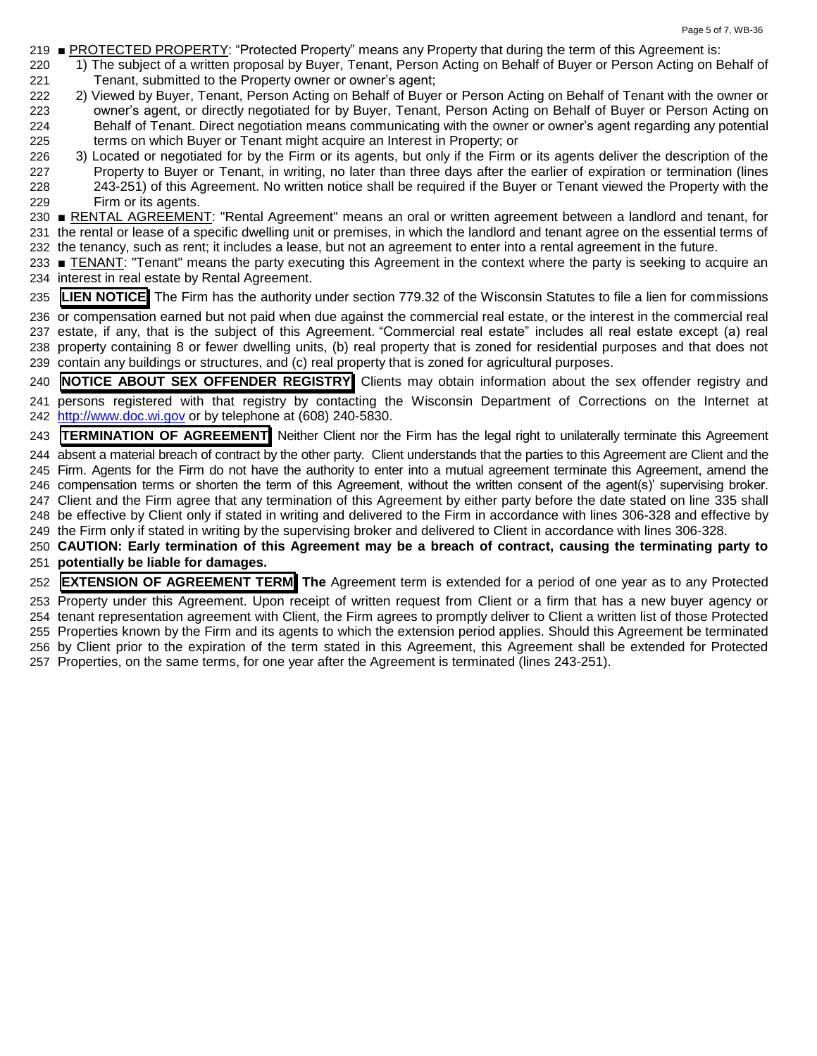■ PROTECTED PROPERTY: "Protected Property" means any Property that during the term of this Agreement is:

1) The subject of a written proposal by Buyer, Tenant, Person Acting on Behalf of Buyer or Person Acting on Behalf of Tenant, submitted to the Property owner or owner's agent;
2) Viewed by Buyer, Tenant, Person Acting on Behalf of Buyer or Person Acting on Behalf of Tenant with the owner or owner's agent, or directly negotiated for by Buyer, Tenant, Person Acting on Behalf of Buyer or Person Acting on Behalf of Tenant. Direct negotiation means communicating with the owner or owner's agent regarding any potential terms on which Buyer or Tenant might acquire an Interest in Property; or
3) Located or negotiated for by the Firm or its agents, but only if the Firm or its agents deliver the description of the Property to Buyer or Tenant, in writing, no later than three days after the earlier of expiration or termination (lines 243-251) of this Agreement. No written notice shall be required if the Buyer or Tenant viewed the Property with the Firm or its agents.

■ RENTAL AGREEMENT: "Rental Agreement" means an oral or written agreement between a landlord and tenant, for the rental or lease of a specific dwelling unit or premises, in which the landlord and tenant agree on the essential terms of the tenancy, such as rent; it includes a lease, but not an agreement to enter into a rental agreement in the future.

■ TENANT: "Tenant" means the party executing this Agreement in the context where the party is seeking to acquire an interest in real estate by Rental Agreement.

**LIEN NOTICE** The Firm has the authority under section 779.32 of the Wisconsin Statutes to file a lien for commissions or compensation earned but not paid when due against the commercial real estate, or the interest in the commercial real estate, if any, that is the subject of this Agreement. "Commercial real estate" includes all real estate except (a) real property containing 8 or fewer dwelling units, (b) real property that is zoned for residential purposes and that does not contain any buildings or structures, and (c) real property that is zoned for agricultural purposes.

**NOTICE ABOUT SEX OFFENDER REGISTRY** Clients may obtain information about the sex offender registry and persons registered with that registry by contacting the Wisconsin Department of Corrections on the Internet at http://www.doc.wi.gov or by telephone at (608) 240-5830.

**TERMINATION OF AGREEMENT** Neither Client nor the Firm has the legal right to unilaterally terminate this Agreement absent a material breach of contract by the other party. Client understands that the parties to this Agreement are Client and the Firm. Agents for the Firm do not have the authority to enter into a mutual agreement terminate this Agreement, amend the compensation terms or shorten the term of this Agreement, without the written consent of the agent(s)' supervising broker. Client and the Firm agree that any termination of this Agreement by either party before the date stated on line 335 shall be effective by Client only if stated in writing and delivered to the Firm in accordance with lines 306-328 and effective by the Firm only if stated in writing by the supervising broker and delivered to Client in accordance with lines 306-328.

**CAUTION: Early termination of this Agreement may be a breach of contract, causing the terminating party to potentially be liable for damages.**

**EXTENSION OF AGREEMENT TERM** **The** Agreement term is extended for a period of one year as to any Protected Property under this Agreement. Upon receipt of written request from Client or a firm that has a new buyer agency or tenant representation agreement with Client, the Firm agrees to promptly deliver to Client a written list of those Protected Properties known by the Firm and its agents to which the extension period applies. Should this Agreement be terminated by Client prior to the expiration of the term stated in this Agreement, this Agreement shall be extended for Protected Properties, on the same terms, for one year after the Agreement is terminated (lines 243-251).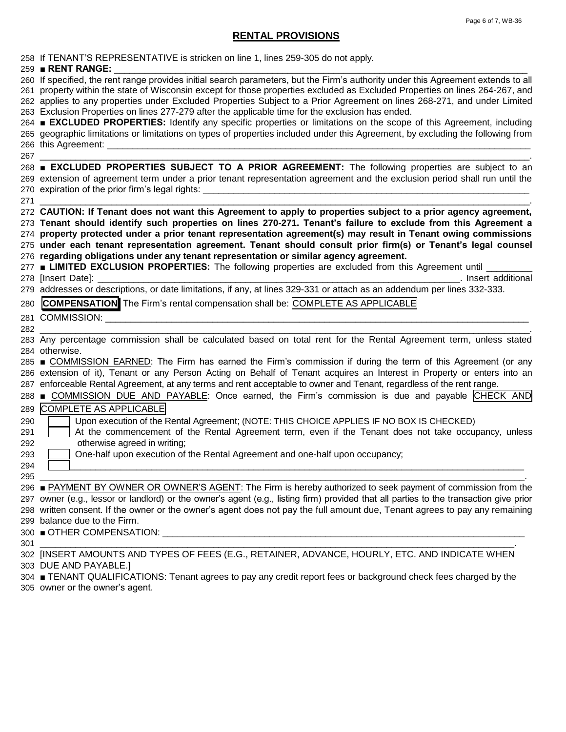## RENTAL PROVISIONS

258 If TENANT'S REPRESENTATIVE is stricken on line 1, lines 259-305 do not apply.

259 ■ **RENT RANGE:** ______________________________________________________________________________

260 If specified, the rent range provides initial search parameters, but the Firm's authority under this Agreement extends to all
261 property within the state of Wisconsin except for those properties excluded as Excluded Properties on lines 264-267, and
262 applies to any properties under Excluded Properties Subject to a Prior Agreement on lines 268-271, and under Limited
263 Exclusion Properties on lines 277-279 after the applicable time for the exclusion has ended.

264 ■ **EXCLUDED PROPERTIES:** Identify any specific properties or limitations on the scope of this Agreement, including
265 geographic limitations or limitations on types of properties included under this Agreement, by excluding the following from
266 this Agreement: ______________________________________________________________________________
267 ______________________________________________________________________________________________.

268 ■ **EXCLUDED PROPERTIES SUBJECT TO A PRIOR AGREEMENT:** The following properties are subject to an
269 extension of agreement term under a prior tenant representation agreement and the exclusion period shall run until the
270 expiration of the prior firm's legal rights: _____________________________________________________________
271 ______________________________________________________________________________________________.

272 **CAUTION: If Tenant does not want this Agreement to apply to properties subject to a prior agency agreement,**
273 **Tenant should identify such properties on lines 270-271. Tenant's failure to exclude from this Agreement a**
274 **property protected under a prior tenant representation agreement(s) may result in Tenant owing commissions**
275 **under each tenant representation agreement. Tenant should consult prior firm(s) or Tenant's legal counsel**
276 **regarding obligations under any tenant representation or similar agency agreement.**

277 ■ **LIMITED EXCLUSION PROPERTIES:** The following properties are excluded from this Agreement until ________
278 [Insert Date]: ______________________________________________________________________. Insert additional
279 addresses or descriptions, or date limitations, if any, at lines 329-331 or attach as an addendum per lines 332-333.

280 **COMPENSATION** The Firm's rental compensation shall be: COMPLETE AS APPLICABLE

281 COMMISSION: ______________________________________________________________________________
282 ______________________________________________________________________________________________.

283 Any percentage commission shall be calculated based on total rent for the Rental Agreement term, unless stated
284 otherwise.

285 ■ COMMISSION EARNED: The Firm has earned the Firm's commission if during the term of this Agreement (or any
286 extension of it), Tenant or any Person Acting on Behalf of Tenant acquires an Interest in Property or enters into an
287 enforceable Rental Agreement, at any terms and rent acceptable to owner and Tenant, regardless of the rent range.

288 ■ COMMISSION DUE AND PAYABLE: Once earned, the Firm's commission is due and payable CHECK AND
289 COMPLETE AS APPLICABLE

290 ☐ Upon execution of the Rental Agreement; (NOTE: THIS CHOICE APPLIES IF NO BOX IS CHECKED)
291 ☐ At the commencement of the Rental Agreement term, even if the Tenant does not take occupancy, unless
292 otherwise agreed in writing;
293 ☐ One-half upon execution of the Rental Agreement and one-half upon occupancy;
294 ☐ ____________________________________________________________________________________
295 ______________________________________________________________________________________________.

296 ■ PAYMENT BY OWNER OR OWNER'S AGENT: The Firm is hereby authorized to seek payment of commission from the
297 owner (e.g., lessor or landlord) or the owner's agent (e.g., listing firm) provided that all parties to the transaction give prior
298 written consent. If the owner or the owner's agent does not pay the full amount due, Tenant agrees to pay any remaining
299 balance due to the Firm.

300 ■ OTHER COMPENSATION: ___________________________________________________________________
301 ____________________________________________________________________________________________.

302 [INSERT AMOUNTS AND TYPES OF FEES (E.G., RETAINER, ADVANCE, HOURLY, ETC. AND INDICATE WHEN
303 DUE AND PAYABLE.]

304 ■ TENANT QUALIFICATIONS: Tenant agrees to pay any credit report fees or background check fees charged by the
305 owner or the owner's agent.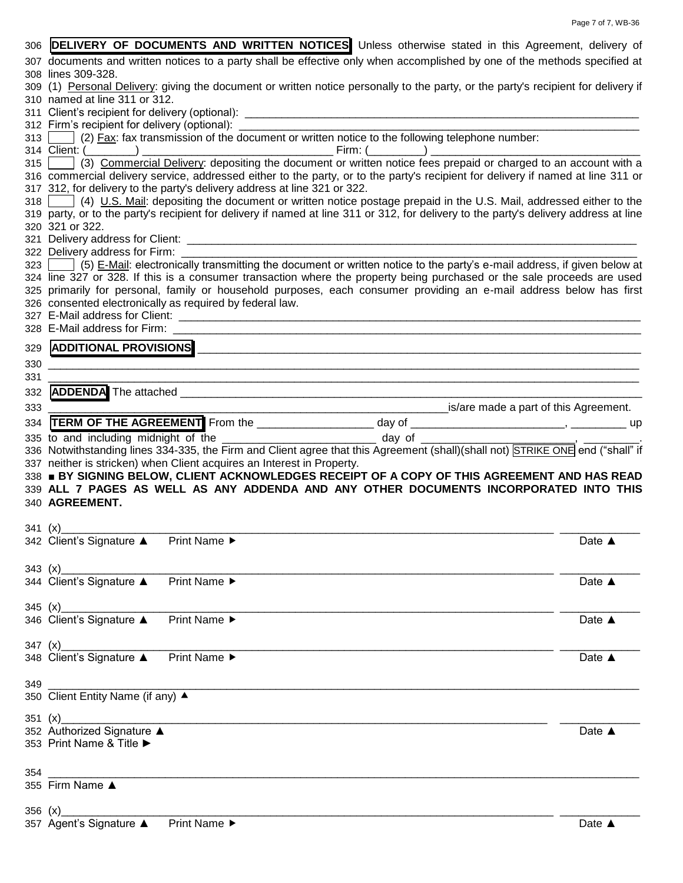306 **DELIVERY OF DOCUMENTS AND WRITTEN NOTICES** Unless otherwise stated in this Agreement, delivery of
307 documents and written notices to a party shall be effective only when accomplished by one of the methods specified at
308 lines 309-328.
309 (1) Personal Delivery: giving the document or written notice personally to the party, or the party's recipient for delivery if
310 named at line 311 or 312.
311 Client's recipient for delivery (optional): ___________________________________________________________
312 Firm's recipient for delivery (optional): ___________________________________________________________
313 [ ] (2) Fax: fax transmission of the document or written notice to the following telephone number:
314 Client: (________) ______________________________ Firm: (_________) ________________________________
315 [ ] (3) Commercial Delivery: depositing the document or written notice fees prepaid or charged to an account with a
316 commercial delivery service, addressed either to the party, or to the party's recipient for delivery if named at line 311 or
317 312, for delivery to the party's delivery address at line 321 or 322.
318 [ ] (4) U.S. Mail: depositing the document or written notice postage prepaid in the U.S. Mail, addressed either to the
319 party, or to the party's recipient for delivery if named at line 311 or 312, for delivery to the party's delivery address at line
320 321 or 322.
321 Delivery address for Client: ______________________________________________________________________
322 Delivery address for Firm: _______________________________________________________________________
323 [ ] (5) E-Mail: electronically transmitting the document or written notice to the party's e-mail address, if given below at
324 line 327 or 328. If this is a consumer transaction where the property being purchased or the sale proceeds are used
325 primarily for personal, family or household purposes, each consumer providing an e-mail address below has first
326 consented electronically as required by federal law.
327 E-Mail address for Client: _______________________________________________________________________
328 E-Mail address for Firm: ________________________________________________________________________
329 **ADDITIONAL PROVISIONS** ______________________________________________________________
330 ____________________________________________________________________________________________
331 ____________________________________________________________________________________________
332 **ADDENDA** The attached _________________________________________________________________________
333 _______________________________________________________________is/are made a part of this Agreement.
334 **TERM OF THE AGREEMENT** From the __________________ day of ________________________, _________ up
335 to and including midnight of the ________________________ day of ________________________, _________.
336 Notwithstanding lines 334-335, the Firm and Client agree that this Agreement (shall)(shall not) STRIKE ONE end ("shall" if
337 neither is stricken) when Client acquires an Interest in Property.
338 ■ **BY SIGNING BELOW, CLIENT ACKNOWLEDGES RECEIPT OF A COPY OF THIS AGREEMENT AND HAS READ**
339 **ALL 7 PAGES AS WELL AS ANY ADDENDA AND ANY OTHER DOCUMENTS INCORPORATED INTO THIS**
340 **AGREEMENT.**

341 (x)___________________________________________________________________________ ____________
342 Client's Signature ▲ Print Name ► Date ▲

343 (x)___________________________________________________________________________ ____________
344 Client's Signature ▲ Print Name ► Date ▲

345 (x)___________________________________________________________________________ ____________
346 Client's Signature ▲ Print Name ► Date ▲

347 (x)___________________________________________________________________________ ____________
348 Client's Signature ▲ Print Name ► Date ▲

349 ____________________________________________________________________________________________
350 Client Entity Name (if any) ▲

351 (x)___________________________________________________________________________ ____________
352 Authorized Signature ▲ Date ▲
353 Print Name & Title ►

354 ____________________________________________________________________________________________
355 Firm Name ▲

356 (x)___________________________________________________________________________ ____________
357 Agent's Signature ▲ Print Name ► Date ▲